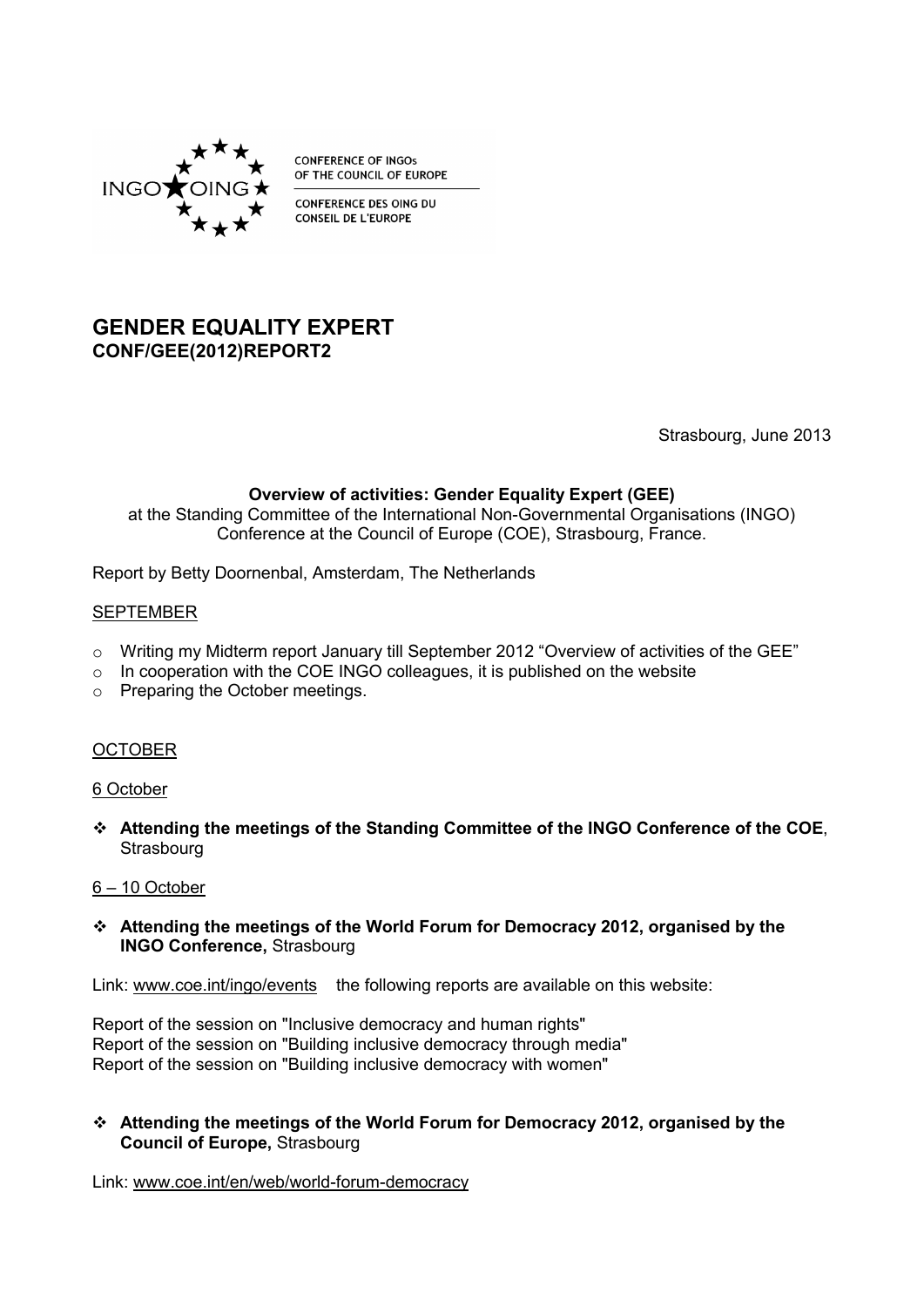CONFERENCE OF INGOs OF THE COUNCIL OF EUROPE

CONFERENCE DES OING DU CONSEIL DE L'EUROPE

# GENDER EQUALITY EXPERT
## CONF/GEE(2012)REPORT2

Strasbourg, June 2013

**Overview of activities: Gender Equality Expert (GEE)**
at the Standing Committee of the International Non-Governmental Organisations (INGO) Conference at the Council of Europe (COE), Strasbourg, France.

Report by Betty Doornenbal, Amsterdam, The Netherlands

SEPTEMBER

- Writing my Midterm report January till September 2012 "Overview of activities of the GEE"
- In cooperation with the COE INGO colleagues, it is published on the website
- Preparing the October meetings.

OCTOBER

6 October

- **Attending the meetings of the Standing Committee of the INGO Conference of the COE**, Strasbourg

6 – 10 October

- **Attending the meetings of the World Forum for Democracy 2012, organised by the INGO Conference,** Strasbourg

Link: www.coe.int/ingo/events the following reports are available on this website:

Report of the session on "Inclusive democracy and human rights"
Report of the session on "Building inclusive democracy through media"
Report of the session on "Building inclusive democracy with women"

- **Attending the meetings of the World Forum for Democracy 2012, organised by the Council of Europe,** Strasbourg

Link: www.coe.int/en/web/world-forum-democracy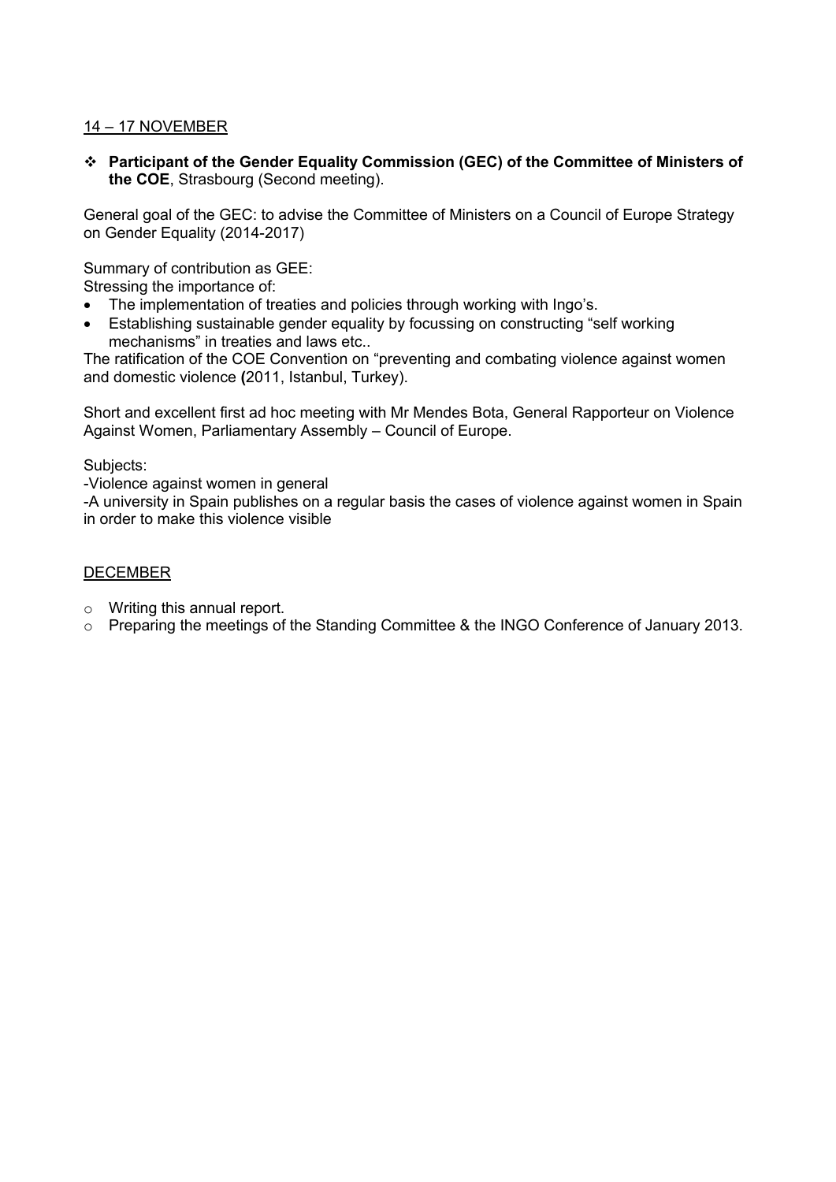<u>14 – 17 NOVEMBER</u>

- **Participant of the Gender Equality Commission (GEC) of the Committee of Ministers of the COE**, Strasbourg (Second meeting).

General goal of the GEC: to advise the Committee of Ministers on a Council of Europe Strategy on Gender Equality (2014-2017)

Summary of contribution as GEE:
Stressing the importance of:

- The implementation of treaties and policies through working with Ingo's.
- Establishing sustainable gender equality by focussing on constructing "self working mechanisms" in treaties and laws etc..

The ratification of the COE Convention on "preventing and combating violence against women and domestic violence **(**2011, Istanbul, Turkey).

Short and excellent first ad hoc meeting with Mr Mendes Bota, General Rapporteur on Violence Against Women, Parliamentary Assembly – Council of Europe.

Subjects:
-Violence against women in general
-A university in Spain publishes on a regular basis the cases of violence against women in Spain in order to make this violence visible

<u>DECEMBER</u>

- Writing this annual report.
- Preparing the meetings of the Standing Committee & the INGO Conference of January 2013.